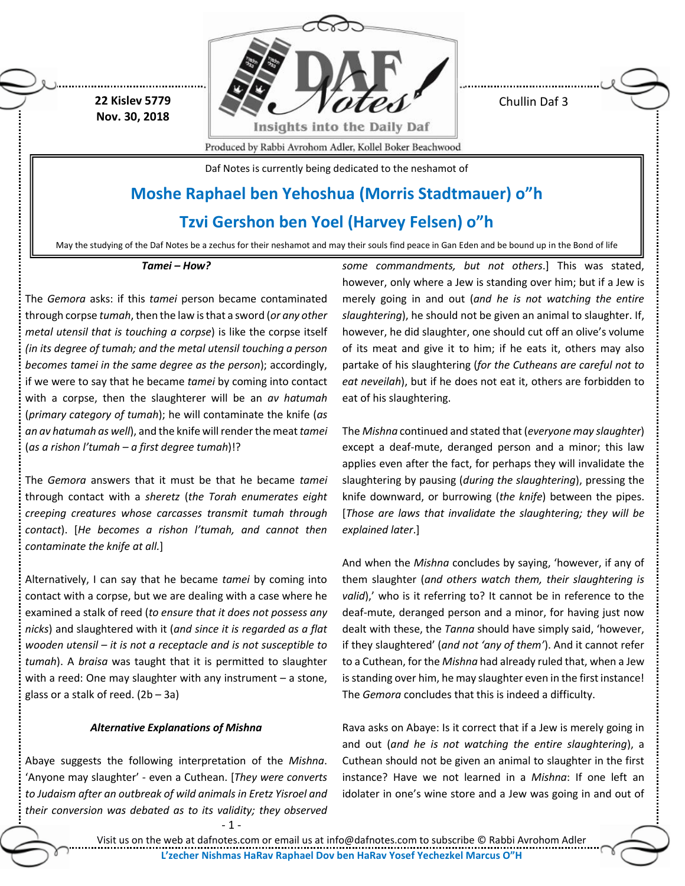22 Kislev 5779
Nov. 30, 2018

Chullin Daf 3

Produced by Rabbi Avrohom Adler, Kollel Boker Beachwood

Daf Notes is currently being dedicated to the neshamot of

## Moshe Raphael ben Yehoshua (Morris Stadtmauer) o"h

## Tzvi Gershon ben Yoel (Harvey Felsen) o"h

May the studying of the Daf Notes be a zechus for their neshamot and may their souls find peace in Gan Eden and be bound up in the Bond of life

### *Tamei – How?*

The *Gemora* asks: if this *tamei* person became contaminated through corpse *tumah*, then the law is that a sword (*or any other metal utensil that is touching a corpse*) is like the corpse itself *(in its degree of tumah; and the metal utensil touching a person becomes tamei in the same degree as the person*); accordingly, if we were to say that he became *tamei* by coming into contact with a corpse, then the slaughterer will be an *av hatumah* (*primary category of tumah*); he will contaminate the knife (*as an av hatumah as well*), and the knife will render the meat *tamei* (*as a rishon l'tumah – a first degree tumah*)!?

The *Gemora* answers that it must be that he became *tamei* through contact with a *sheretz* (*the Torah enumerates eight creeping creatures whose carcasses transmit tumah through contact*). [*He becomes a rishon l'tumah, and cannot then contaminate the knife at all.*]

Alternatively, I can say that he became *tamei* by coming into contact with a corpse, but we are dealing with a case where he examined a stalk of reed (*to ensure that it does not possess any nicks*) and slaughtered with it (*and since it is regarded as a flat wooden utensil – it is not a receptacle and is not susceptible to tumah*). A *braisa* was taught that it is permitted to slaughter with a reed: One may slaughter with any instrument – a stone, glass or a stalk of reed. (2b – 3a)

### *Alternative Explanations of Mishna*

Abaye suggests the following interpretation of the *Mishna*. 'Anyone may slaughter' - even a Cuthean. [*They were converts to Judaism after an outbreak of wild animals in Eretz Yisroel and their conversion was debated as to its validity; they observed some commandments, but not others*.] This was stated, however, only where a Jew is standing over him; but if a Jew is merely going in and out (*and he is not watching the entire slaughtering*), he should not be given an animal to slaughter. If, however, he did slaughter, one should cut off an olive's volume of its meat and give it to him; if he eats it, others may also partake of his slaughtering (*for the Cutheans are careful not to eat neveilah*), but if he does not eat it, others are forbidden to eat of his slaughtering.

The *Mishna* continued and stated that (*everyone may slaughter*) except a deaf-mute, deranged person and a minor; this law applies even after the fact, for perhaps they will invalidate the slaughtering by pausing (*during the slaughtering*), pressing the knife downward, or burrowing (*the knife*) between the pipes. [*Those are laws that invalidate the slaughtering; they will be explained later*.]

And when the *Mishna* concludes by saying, 'however, if any of them slaughter (*and others watch them, their slaughtering is valid*),' who is it referring to? It cannot be in reference to the deaf-mute, deranged person and a minor, for having just now dealt with these, the *Tanna* should have simply said, 'however, if they slaughtered' (*and not 'any of them'*). And it cannot refer to a Cuthean, for the *Mishna* had already ruled that, when a Jew is standing over him, he may slaughter even in the first instance! The *Gemora* concludes that this is indeed a difficulty.

Rava asks on Abaye: Is it correct that if a Jew is merely going in and out (*and he is not watching the entire slaughtering*), a Cuthean should not be given an animal to slaughter in the first instance? Have we not learned in a *Mishna*: If one left an idolater in one's wine store and a Jew was going in and out of

Visit us on the web at dafnotes.com or email us at info@dafnotes.com to subscribe © Rabbi Avrohom Adler

L'zecher Nishmas HaRav Raphael Dov ben HaRav Yosef Yechezkel Marcus O"H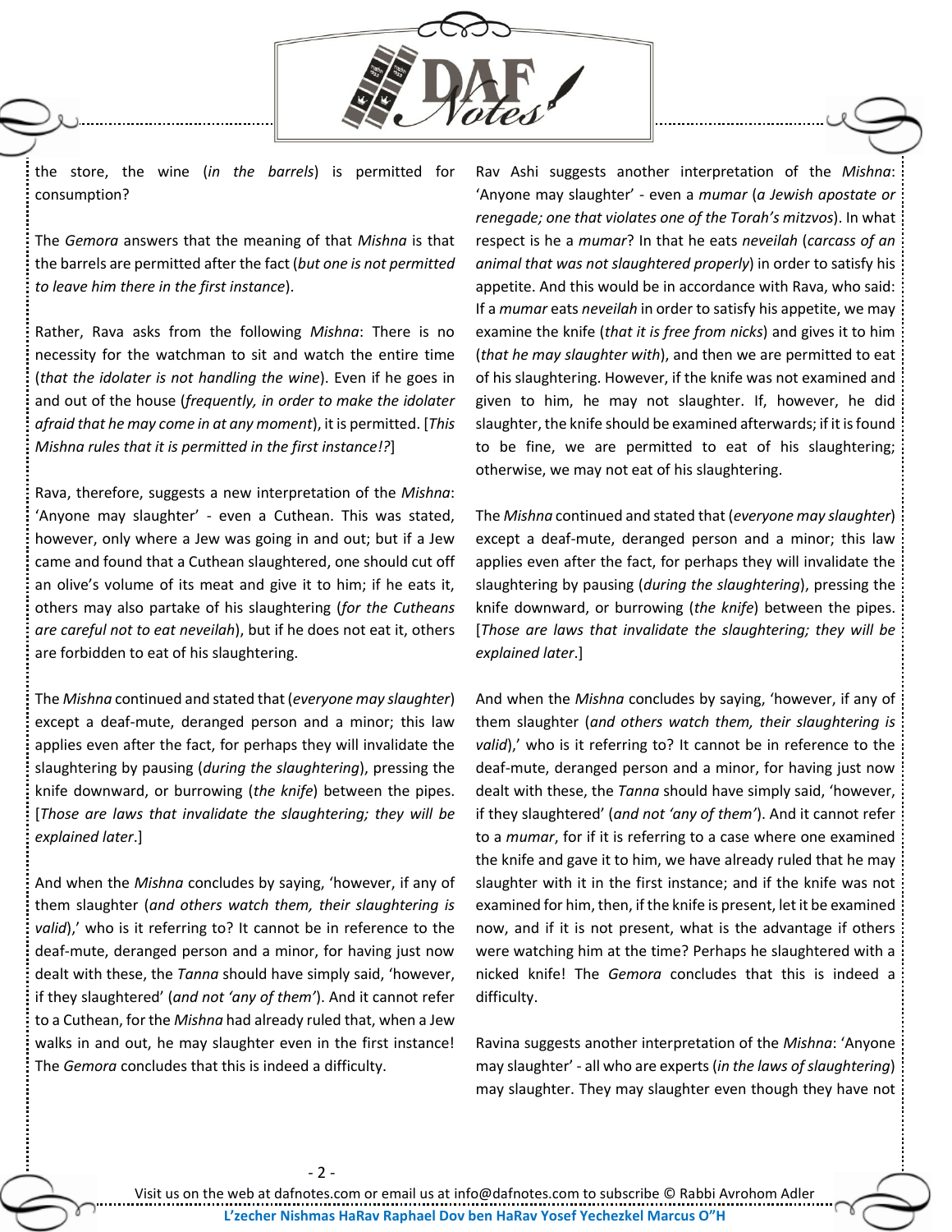the store, the wine (*in the barrels*) is permitted for consumption?

The *Gemora* answers that the meaning of that *Mishna* is that the barrels are permitted after the fact (*but one is not permitted to leave him there in the first instance*).

Rather, Rava asks from the following *Mishna*: There is no necessity for the watchman to sit and watch the entire time (*that the idolater is not handling the wine*). Even if he goes in and out of the house (*frequently, in order to make the idolater afraid that he may come in at any moment*), it is permitted. [*This Mishna rules that it is permitted in the first instance!?*]

Rava, therefore, suggests a new interpretation of the *Mishna*: 'Anyone may slaughter' - even a Cuthean. This was stated, however, only where a Jew was going in and out; but if a Jew came and found that a Cuthean slaughtered, one should cut off an olive's volume of its meat and give it to him; if he eats it, others may also partake of his slaughtering (*for the Cutheans are careful not to eat neveilah*), but if he does not eat it, others are forbidden to eat of his slaughtering.

The *Mishna* continued and stated that (*everyone may slaughter*) except a deaf-mute, deranged person and a minor; this law applies even after the fact, for perhaps they will invalidate the slaughtering by pausing (*during the slaughtering*), pressing the knife downward, or burrowing (*the knife*) between the pipes. [*Those are laws that invalidate the slaughtering; they will be explained later*.]

And when the *Mishna* concludes by saying, 'however, if any of them slaughter (*and others watch them, their slaughtering is valid*),' who is it referring to? It cannot be in reference to the deaf-mute, deranged person and a minor, for having just now dealt with these, the *Tanna* should have simply said, 'however, if they slaughtered' (*and not 'any of them'*). And it cannot refer to a Cuthean, for the *Mishna* had already ruled that, when a Jew walks in and out, he may slaughter even in the first instance! The *Gemora* concludes that this is indeed a difficulty.

Rav Ashi suggests another interpretation of the *Mishna*: 'Anyone may slaughter' - even a *mumar* (*a Jewish apostate or renegade; one that violates one of the Torah's mitzvos*). In what respect is he a *mumar*? In that he eats *neveilah* (*carcass of an animal that was not slaughtered properly*) in order to satisfy his appetite. And this would be in accordance with Rava, who said: If a *mumar* eats *neveilah* in order to satisfy his appetite, we may examine the knife (*that it is free from nicks*) and gives it to him (*that he may slaughter with*), and then we are permitted to eat of his slaughtering. However, if the knife was not examined and given to him, he may not slaughter. If, however, he did slaughter, the knife should be examined afterwards; if it is found to be fine, we are permitted to eat of his slaughtering; otherwise, we may not eat of his slaughtering.

The *Mishna* continued and stated that (*everyone may slaughter*) except a deaf-mute, deranged person and a minor; this law applies even after the fact, for perhaps they will invalidate the slaughtering by pausing (*during the slaughtering*), pressing the knife downward, or burrowing (*the knife*) between the pipes. [*Those are laws that invalidate the slaughtering; they will be explained later*.]

And when the *Mishna* concludes by saying, 'however, if any of them slaughter (*and others watch them, their slaughtering is valid*),' who is it referring to? It cannot be in reference to the deaf-mute, deranged person and a minor, for having just now dealt with these, the *Tanna* should have simply said, 'however, if they slaughtered' (*and not 'any of them'*). And it cannot refer to a *mumar*, for if it is referring to a case where one examined the knife and gave it to him, we have already ruled that he may slaughter with it in the first instance; and if the knife was not examined for him, then, if the knife is present, let it be examined now, and if it is not present, what is the advantage if others were watching him at the time? Perhaps he slaughtered with a nicked knife! The *Gemora* concludes that this is indeed a difficulty.

Ravina suggests another interpretation of the *Mishna*: 'Anyone may slaughter' - all who are experts (*in the laws of slaughtering*) may slaughter. They may slaughter even though they have not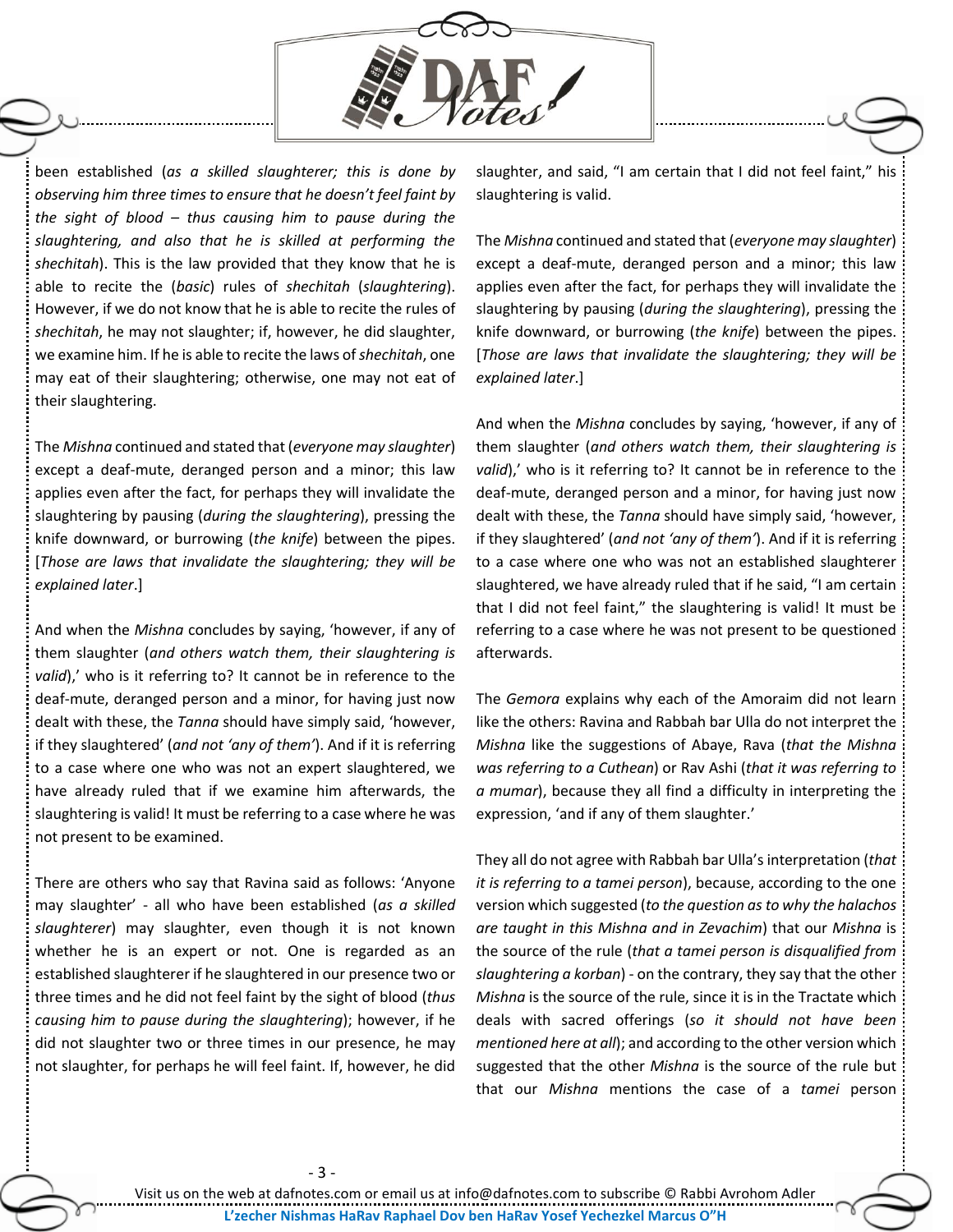been established (*as a skilled slaughterer; this is done by observing him three times to ensure that he doesn't feel faint by the sight of blood – thus causing him to pause during the slaughtering, and also that he is skilled at performing the shechitah*). This is the law provided that they know that he is able to recite the (*basic*) rules of *shechitah* (*slaughtering*). However, if we do not know that he is able to recite the rules of *shechitah*, he may not slaughter; if, however, he did slaughter, we examine him. If he is able to recite the laws of *shechitah*, one may eat of their slaughtering; otherwise, one may not eat of their slaughtering.

The *Mishna* continued and stated that (*everyone may slaughter*) except a deaf-mute, deranged person and a minor; this law applies even after the fact, for perhaps they will invalidate the slaughtering by pausing (*during the slaughtering*), pressing the knife downward, or burrowing (*the knife*) between the pipes. [*Those are laws that invalidate the slaughtering; they will be explained later*.]

And when the *Mishna* concludes by saying, 'however, if any of them slaughter (*and others watch them, their slaughtering is valid*),' who is it referring to? It cannot be in reference to the deaf-mute, deranged person and a minor, for having just now dealt with these, the *Tanna* should have simply said, 'however, if they slaughtered' (*and not 'any of them'*). And if it is referring to a case where one who was not an expert slaughtered, we have already ruled that if we examine him afterwards, the slaughtering is valid! It must be referring to a case where he was not present to be examined.

There are others who say that Ravina said as follows: 'Anyone may slaughter' - all who have been established (*as a skilled slaughterer*) may slaughter, even though it is not known whether he is an expert or not. One is regarded as an established slaughterer if he slaughtered in our presence two or three times and he did not feel faint by the sight of blood (*thus causing him to pause during the slaughtering*); however, if he did not slaughter two or three times in our presence, he may not slaughter, for perhaps he will feel faint. If, however, he did slaughter, and said, "I am certain that I did not feel faint," his slaughtering is valid.

The *Mishna* continued and stated that (*everyone may slaughter*) except a deaf-mute, deranged person and a minor; this law applies even after the fact, for perhaps they will invalidate the slaughtering by pausing (*during the slaughtering*), pressing the knife downward, or burrowing (*the knife*) between the pipes. [*Those are laws that invalidate the slaughtering; they will be explained later*.]

And when the *Mishna* concludes by saying, 'however, if any of them slaughter (*and others watch them, their slaughtering is valid*),' who is it referring to? It cannot be in reference to the deaf-mute, deranged person and a minor, for having just now dealt with these, the *Tanna* should have simply said, 'however, if they slaughtered' (*and not 'any of them'*). And if it is referring to a case where one who was not an established slaughterer slaughtered, we have already ruled that if he said, "I am certain that I did not feel faint," the slaughtering is valid! It must be referring to a case where he was not present to be questioned afterwards.

The *Gemora* explains why each of the Amoraim did not learn like the others: Ravina and Rabbah bar Ulla do not interpret the *Mishna* like the suggestions of Abaye, Rava (*that the Mishna was referring to a Cuthean*) or Rav Ashi (*that it was referring to a mumar*), because they all find a difficulty in interpreting the expression, 'and if any of them slaughter.'

They all do not agree with Rabbah bar Ulla's interpretation (*that it is referring to a tamei person*), because, according to the one version which suggested (*to the question as to why the halachos are taught in this Mishna and in Zevachim*) that our *Mishna* is the source of the rule (*that a tamei person is disqualified from slaughtering a korban*) - on the contrary, they say that the other *Mishna* is the source of the rule, since it is in the Tractate which deals with sacred offerings (*so it should not have been mentioned here at all*); and according to the other version which suggested that the other *Mishna* is the source of the rule but that our *Mishna* mentions the case of a *tamei* person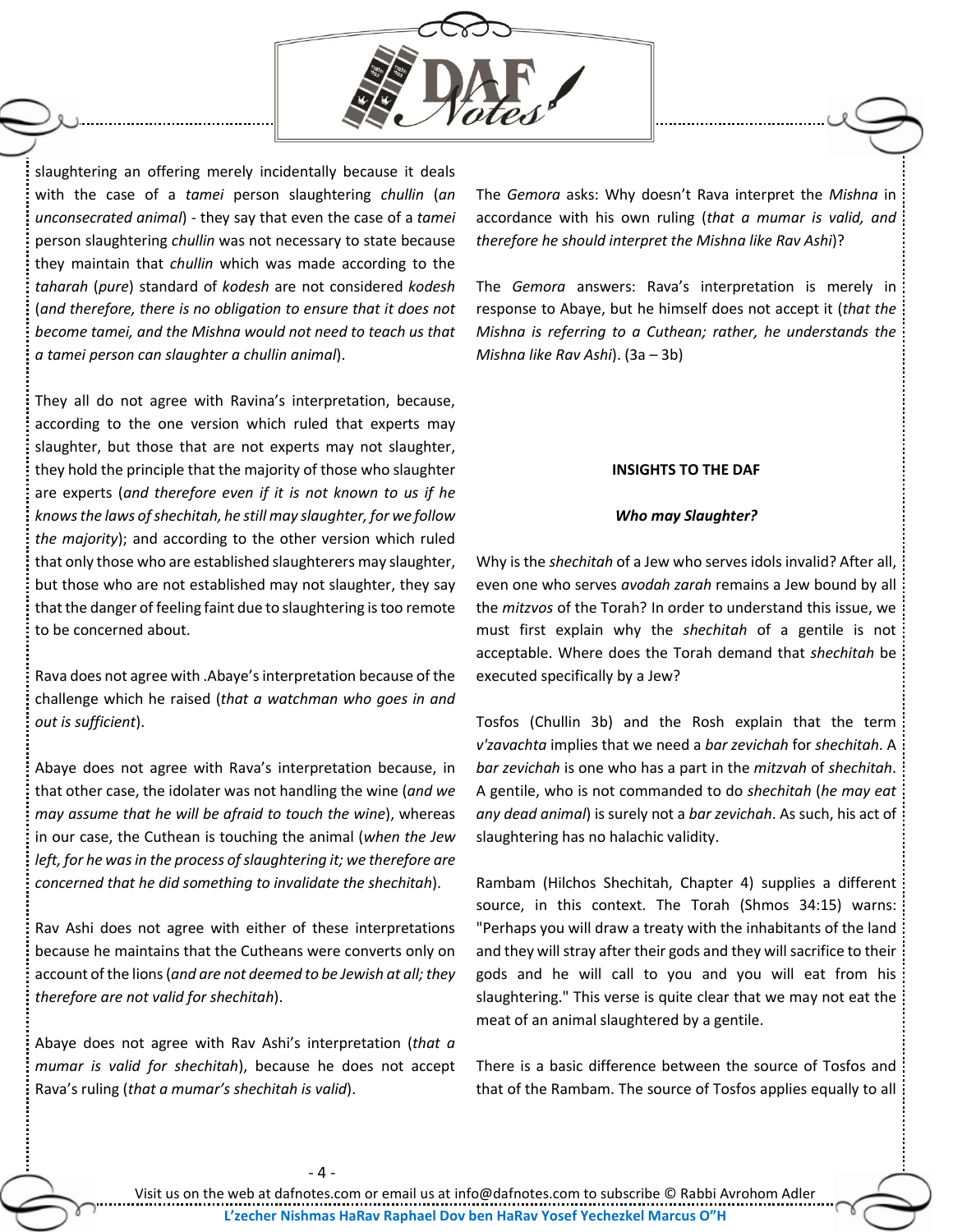slaughtering an offering merely incidentally because it deals with the case of a *tamei* person slaughtering *chullin* (*an unconsecrated animal*) - they say that even the case of a *tamei* person slaughtering *chullin* was not necessary to state because they maintain that *chullin* which was made according to the *taharah* (*pure*) standard of *kodesh* are not considered *kodesh* (*and therefore, there is no obligation to ensure that it does not become tamei, and the Mishna would not need to teach us that a tamei person can slaughter a chullin animal*).

They all do not agree with Ravina's interpretation, because, according to the one version which ruled that experts may slaughter, but those that are not experts may not slaughter, they hold the principle that the majority of those who slaughter are experts (*and therefore even if it is not known to us if he knows the laws of shechitah, he still may slaughter, for we follow the majority*); and according to the other version which ruled that only those who are established slaughterers may slaughter, but those who are not established may not slaughter, they say that the danger of feeling faint due to slaughtering is too remote to be concerned about.

Rava does not agree with .Abaye's interpretation because of the challenge which he raised (*that a watchman who goes in and out is sufficient*).

Abaye does not agree with Rava's interpretation because, in that other case, the idolater was not handling the wine (*and we may assume that he will be afraid to touch the wine*), whereas in our case, the Cuthean is touching the animal (*when the Jew left, for he was in the process of slaughtering it; we therefore are concerned that he did something to invalidate the shechitah*).

Rav Ashi does not agree with either of these interpretations because he maintains that the Cutheans were converts only on account of the lions (*and are not deemed to be Jewish at all; they therefore are not valid for shechitah*).

Abaye does not agree with Rav Ashi's interpretation (*that a mumar is valid for shechitah*), because he does not accept Rava's ruling (*that a mumar's shechitah is valid*).

The *Gemora* asks: Why doesn't Rava interpret the *Mishna* in accordance with his own ruling (*that a mumar is valid, and therefore he should interpret the Mishna like Rav Ashi*)?

The *Gemora* answers: Rava's interpretation is merely in response to Abaye, but he himself does not accept it (*that the Mishna is referring to a Cuthean; rather, he understands the Mishna like Rav Ashi*). (3a – 3b)

**INSIGHTS TO THE DAF**

***Who may Slaughter?***

Why is the *shechitah* of a Jew who serves idols invalid? After all, even one who serves *avodah zarah* remains a Jew bound by all the *mitzvos* of the Torah? In order to understand this issue, we must first explain why the *shechitah* of a gentile is not acceptable. Where does the Torah demand that *shechitah* be executed specifically by a Jew?

Tosfos (Chullin 3b) and the Rosh explain that the term *v'zavachta* implies that we need a *bar zevichah* for *shechitah*. A *bar zevichah* is one who has a part in the *mitzvah* of *shechitah*. A gentile, who is not commanded to do *shechitah* (*he may eat any dead animal*) is surely not a *bar zevichah*. As such, his act of slaughtering has no halachic validity.

Rambam (Hilchos Shechitah, Chapter 4) supplies a different source, in this context. The Torah (Shmos 34:15) warns: "Perhaps you will draw a treaty with the inhabitants of the land and they will stray after their gods and they will sacrifice to their gods and he will call to you and you will eat from his slaughtering." This verse is quite clear that we may not eat the meat of an animal slaughtered by a gentile.

There is a basic difference between the source of Tosfos and that of the Rambam. The source of Tosfos applies equally to all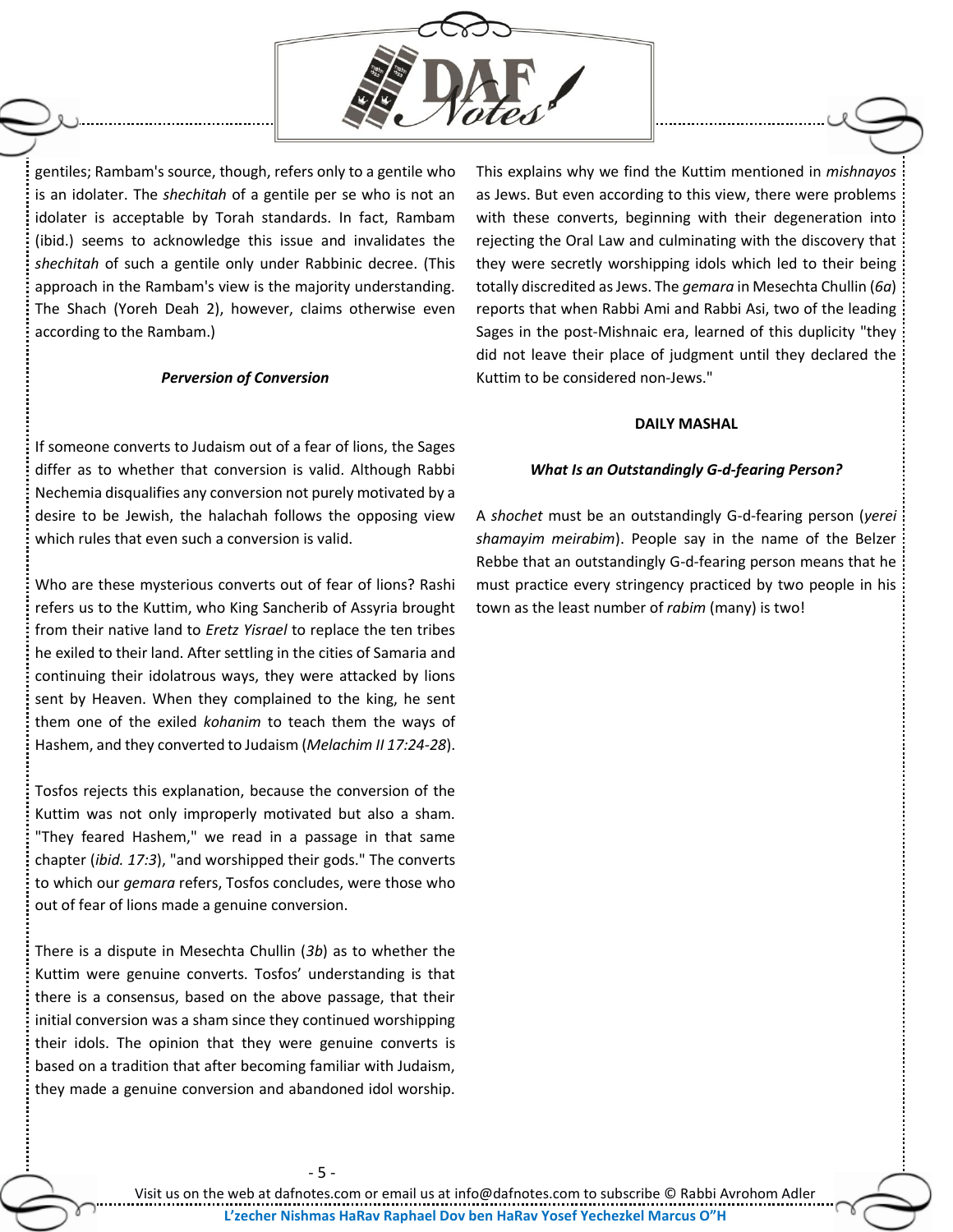gentiles; Rambam's source, though, refers only to a gentile who is an idolater. The *shechitah* of a gentile per se who is not an idolater is acceptable by Torah standards. In fact, Rambam (ibid.) seems to acknowledge this issue and invalidates the *shechitah* of such a gentile only under Rabbinic decree. (This approach in the Rambam's view is the majority understanding. The Shach (Yoreh Deah 2), however, claims otherwise even according to the Rambam.)

***Perversion of Conversion***

If someone converts to Judaism out of a fear of lions, the Sages differ as to whether that conversion is valid. Although Rabbi Nechemia disqualifies any conversion not purely motivated by a desire to be Jewish, the halachah follows the opposing view which rules that even such a conversion is valid.

Who are these mysterious converts out of fear of lions? Rashi refers us to the Kuttim, who King Sancherib of Assyria brought from their native land to *Eretz Yisrael* to replace the ten tribes he exiled to their land. After settling in the cities of Samaria and continuing their idolatrous ways, they were attacked by lions sent by Heaven. When they complained to the king, he sent them one of the exiled *kohanim* to teach them the ways of Hashem, and they converted to Judaism (*Melachim II 17:24-28*).

Tosfos rejects this explanation, because the conversion of the Kuttim was not only improperly motivated but also a sham. "They feared Hashem," we read in a passage in that same chapter (*ibid. 17:3*), "and worshipped their gods." The converts to which our *gemara* refers, Tosfos concludes, were those who out of fear of lions made a genuine conversion.

There is a dispute in Mesechta Chullin (*3b*) as to whether the Kuttim were genuine converts. Tosfos' understanding is that there is a consensus, based on the above passage, that their initial conversion was a sham since they continued worshipping their idols. The opinion that they were genuine converts is based on a tradition that after becoming familiar with Judaism, they made a genuine conversion and abandoned idol worship.

This explains why we find the Kuttim mentioned in *mishnayos* as Jews. But even according to this view, there were problems with these converts, beginning with their degeneration into rejecting the Oral Law and culminating with the discovery that they were secretly worshipping idols which led to their being totally discredited as Jews. The *gemara* in Mesechta Chullin (*6a*) reports that when Rabbi Ami and Rabbi Asi, two of the leading Sages in the post-Mishnaic era, learned of this duplicity "they did not leave their place of judgment until they declared the Kuttim to be considered non-Jews."

**DAILY MASHAL**

***What Is an Outstandingly G-d-fearing Person?***

A *shochet* must be an outstandingly G-d-fearing person (*yerei shamayim meirabim*). People say in the name of the Belzer Rebbe that an outstandingly G-d-fearing person means that he must practice every stringency practiced by two people in his town as the least number of *rabim* (many) is two!

Visit us on the web at dafnotes.com or email us at info@dafnotes.com to subscribe © Rabbi Avrohom Adler

**L'zecher Nishmas HaRav Raphael Dov ben HaRav Yosef Yechezkel Marcus O"H**